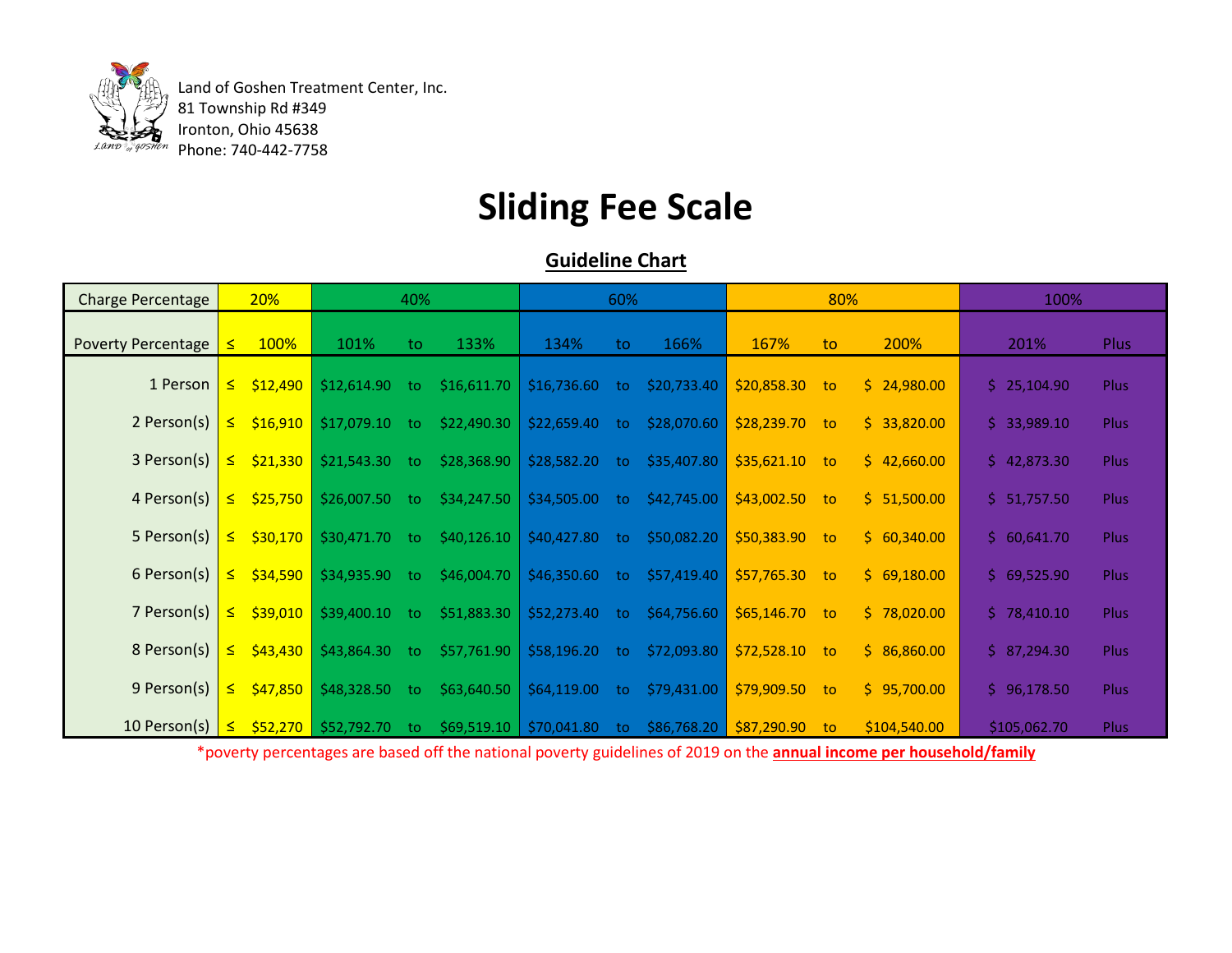Land of Goshen Treatment Center, Inc.
81 Township Rd #349
Ironton, Ohio 45638
Phone: 740-442-7758

# Sliding Fee Scale

## Guideline Chart

| Charge Percentage | 20% | | 40% | | | 60% | | | 80% | | | 100% | |
|---|---|---|---|---|---|---|---|---|---|---|---|---|---|
| Poverty Percentage | ≤ | 100% | 101% | to | 133% | 134% | to | 166% | 167% | to | 200% | 201% | Plus |
| 1 Person | ≤ | $12,490 | $12,614.90 | to | $16,611.70 | $16,736.60 | to | $20,733.40 | $20,858.30 | to | $ 24,980.00 | $ 25,104.90 | Plus |
| 2 Person(s) | ≤ | $16,910 | $17,079.10 | to | $22,490.30 | $22,659.40 | to | $28,070.60 | $28,239.70 | to | $ 33,820.00 | $ 33,989.10 | Plus |
| 3 Person(s) | ≤ | $21,330 | $21,543.30 | to | $28,368.90 | $28,582.20 | to | $35,407.80 | $35,621.10 | to | $ 42,660.00 | $ 42,873.30 | Plus |
| 4 Person(s) | ≤ | $25,750 | $26,007.50 | to | $34,247.50 | $34,505.00 | to | $42,745.00 | $43,002.50 | to | $ 51,500.00 | $ 51,757.50 | Plus |
| 5 Person(s) | ≤ | $30,170 | $30,471.70 | to | $40,126.10 | $40,427.80 | to | $50,082.20 | $50,383.90 | to | $ 60,340.00 | $ 60,641.70 | Plus |
| 6 Person(s) | ≤ | $34,590 | $34,935.90 | to | $46,004.70 | $46,350.60 | to | $57,419.40 | $57,765.30 | to | $ 69,180.00 | $ 69,525.90 | Plus |
| 7 Person(s) | ≤ | $39,010 | $39,400.10 | to | $51,883.30 | $52,273.40 | to | $64,756.60 | $65,146.70 | to | $ 78,020.00 | $ 78,410.10 | Plus |
| 8 Person(s) | ≤ | $43,430 | $43,864.30 | to | $57,761.90 | $58,196.20 | to | $72,093.80 | $72,528.10 | to | $ 86,860.00 | $ 87,294.30 | Plus |
| 9 Person(s) | ≤ | $47,850 | $48,328.50 | to | $63,640.50 | $64,119.00 | to | $79,431.00 | $79,909.50 | to | $ 95,700.00 | $ 96,178.50 | Plus |
| 10 Person(s) | ≤ | $52,270 | $52,792.70 | to | $69,519.10 | $70,041.80 | to | $86,768.20 | $87,290.90 | to | $104,540.00 | $105,062.70 | Plus |

*poverty percentages are based off the national poverty guidelines of 2019 on the **annual income per household/family**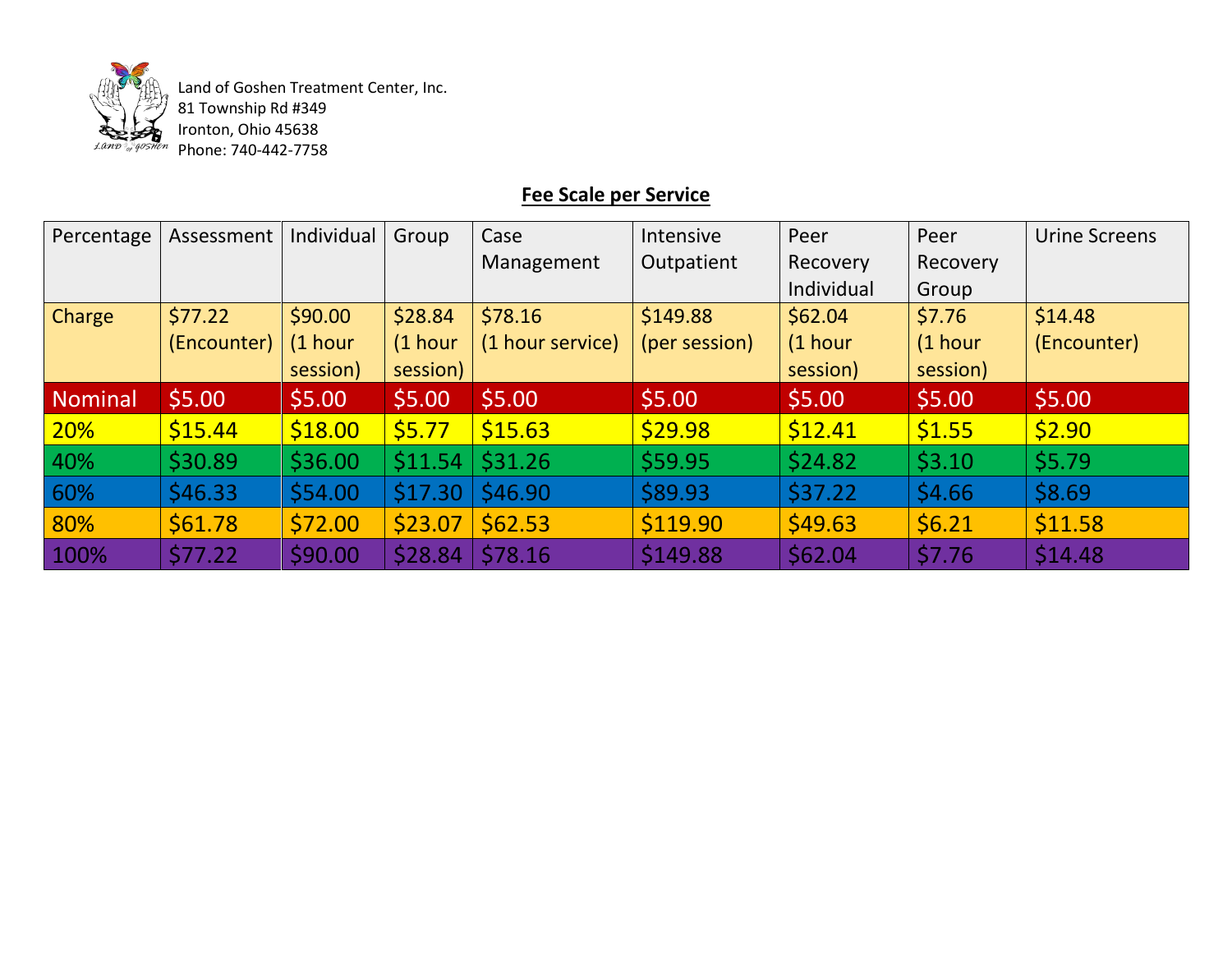Land of Goshen Treatment Center, Inc.
81 Township Rd #349
Ironton, Ohio 45638
Phone: 740-442-7758

## Fee Scale per Service

| Percentage | Assessment | Individual | Group | Case Management | Intensive Outpatient | Peer Recovery Individual | Peer Recovery Group | Urine Screens |
|---|---|---|---|---|---|---|---|---|
| Charge | $77.22 (Encounter) | $90.00 (1 hour session) | $28.84 (1 hour session) | $78.16 (1 hour service) | $149.88 (per session) | $62.04 (1 hour session) | $7.76 (1 hour session) | $14.48 (Encounter) |
| Nominal | $5.00 | $5.00 | $5.00 | $5.00 | $5.00 | $5.00 | $5.00 | $5.00 |
| 20% | $15.44 | $18.00 | $5.77 | $15.63 | $29.98 | $12.41 | $1.55 | $2.90 |
| 40% | $30.89 | $36.00 | $11.54 | $31.26 | $59.95 | $24.82 | $3.10 | $5.79 |
| 60% | $46.33 | $54.00 | $17.30 | $46.90 | $89.93 | $37.22 | $4.66 | $8.69 |
| 80% | $61.78 | $72.00 | $23.07 | $62.53 | $119.90 | $49.63 | $6.21 | $11.58 |
| 100% | $77.22 | $90.00 | $28.84 | $78.16 | $149.88 | $62.04 | $7.76 | $14.48 |